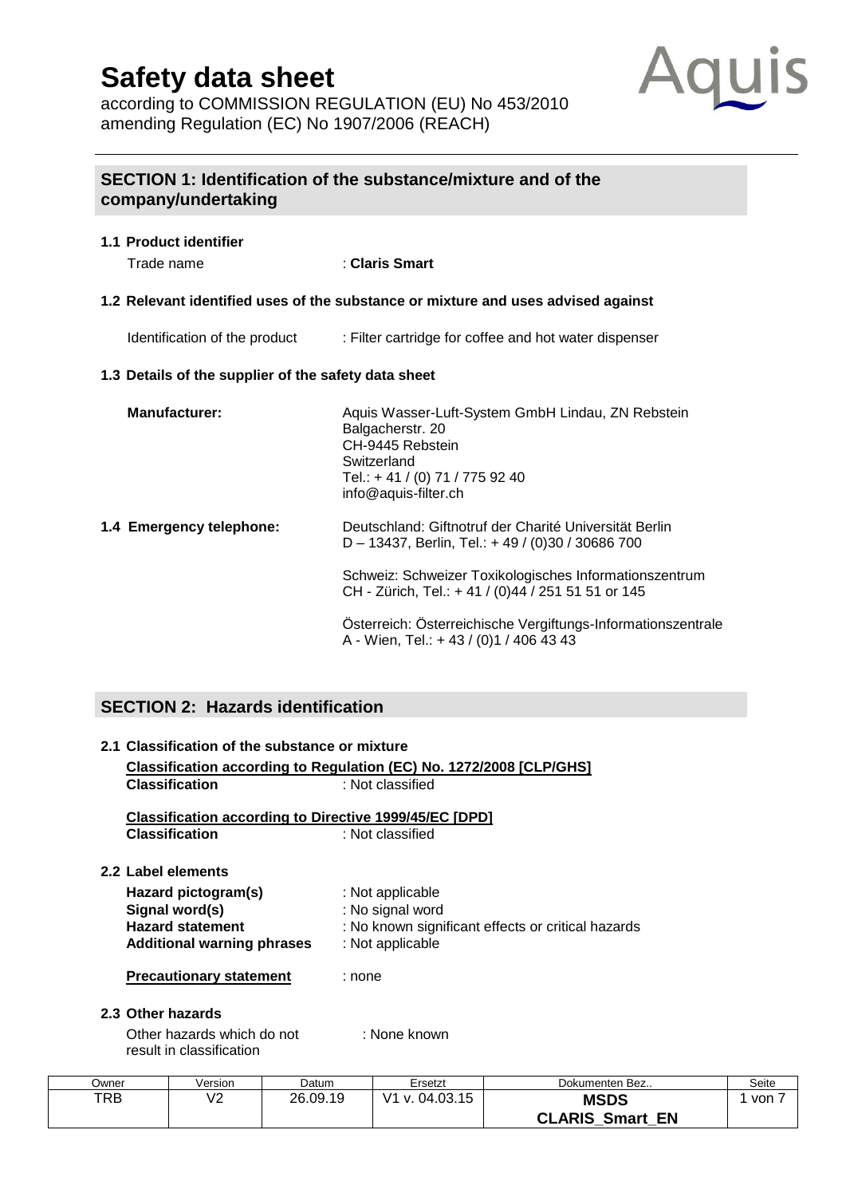# Safety data sheet

according to COMMISSION REGULATION (EU) No 453/2010
amending Regulation (EC) No 1907/2006 (REACH)

## SECTION 1: Identification of the substance/mixture and of the company/undertaking

### 1.1 Product identifier

Trade name : **Claris Smart**

### 1.2 Relevant identified uses of the substance or mixture and uses advised against

Identification of the product : Filter cartridge for coffee and hot water dispenser

### 1.3 Details of the supplier of the safety data sheet

**Manufacturer:**

Aquis Wasser-Luft-System GmbH Lindau, ZN Rebstein
Balgacherstr. 20
CH-9445 Rebstein
Switzerland
Tel.: + 41 / (0) 71 / 775 92 40
info@aquis-filter.ch

### 1.4 Emergency telephone:

Deutschland: Giftnotruf der Charité Universität Berlin
D – 13437, Berlin, Tel.: + 49 / (0)30 / 30686 700

Schweiz: Schweizer Toxikologisches Informationszentrum
CH - Zürich, Tel.: + 41 / (0)44 / 251 51 51 or 145

Österreich: Österreichische Vergiftungs-Informationszentrale
A - Wien, Tel.: + 43 / (0)1 / 406 43 43

## SECTION 2: Hazards identification

### 2.1 Classification of the substance or mixture

**Classification according to Regulation (EC) No. 1272/2008 [CLP/GHS]**

**Classification** : Not classified

**Classification according to Directive 1999/45/EC [DPD]**

**Classification** : Not classified

### 2.2 Label elements

**Hazard pictogram(s)** : Not applicable
**Signal word(s)** : No signal word
**Hazard statement** : No known significant effects or critical hazards
**Additional warning phrases** : Not applicable

**Precautionary statement** : none

### 2.3 Other hazards

Other hazards which do not result in classification : None known

| Owner | Version | Datum | Ersetzt | Dokumenten Bez.. |
|---|---|---|---|---|
| TRB | V2 | 26.09.19 | V1 v. 04.03.15 | **MSDS CLARIS_Smart_EN** |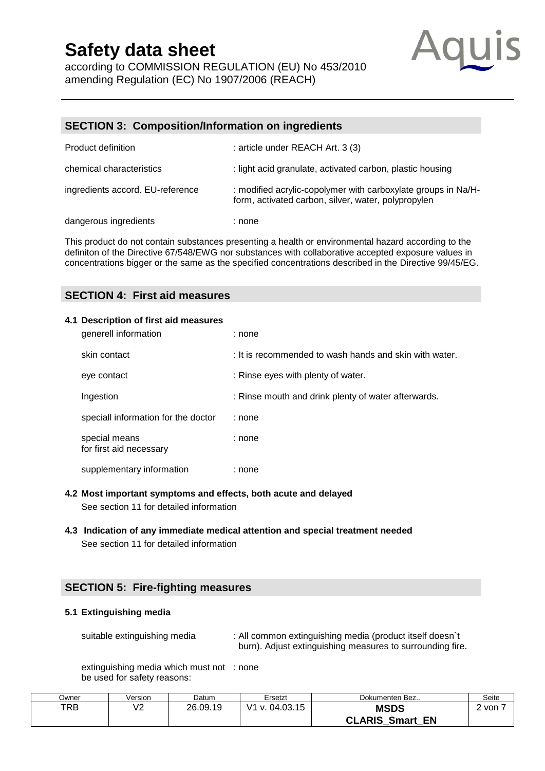## SECTION 3: Composition/Information on ingredients

| | |
|---|---|
| Product definition | : article under REACH Art. 3 (3) |
| chemical characteristics | : light acid granulate, activated carbon, plastic housing |
| ingredients accord. EU-reference | : modified acrylic-copolymer with carboxylate groups in Na/H-form, activated carbon, silver, water, polypropylen |
| dangerous ingredients | : none |

This product do not contain substances presenting a health or environmental hazard according to the definiton of the Directive 67/548/EWG nor substances with collaborative accepted exposure values in concentrations bigger or the same as the specified concentrations described in the Directive 99/45/EG.

## SECTION 4: First aid measures

### 4.1 Description of first aid measures

| | |
|---|---|
| generell information | : none |
| skin contact | : It is recommended to wash hands and skin with water. |
| eye contact | : Rinse eyes with plenty of water. |
| Ingestion | : Rinse mouth and drink plenty of water afterwards. |
| speciall information for the doctor | : none |
| special means for first aid necessary | : none |
| supplementary information | : none |

### 4.2 Most important symptoms and effects, both acute and delayed

See section 11 for detailed information

### 4.3 Indication of any immediate medical attention and special treatment needed

See section 11 for detailed information

## SECTION 5: Fire-fighting measures

### 5.1 Extinguishing media

| | |
|---|---|
| suitable extinguishing media | : All common extinguishing media (product itself doesn`t burn). Adjust extinguishing measures to surrounding fire. |
| extinguishing media which must not be used for safety reasons: | : none |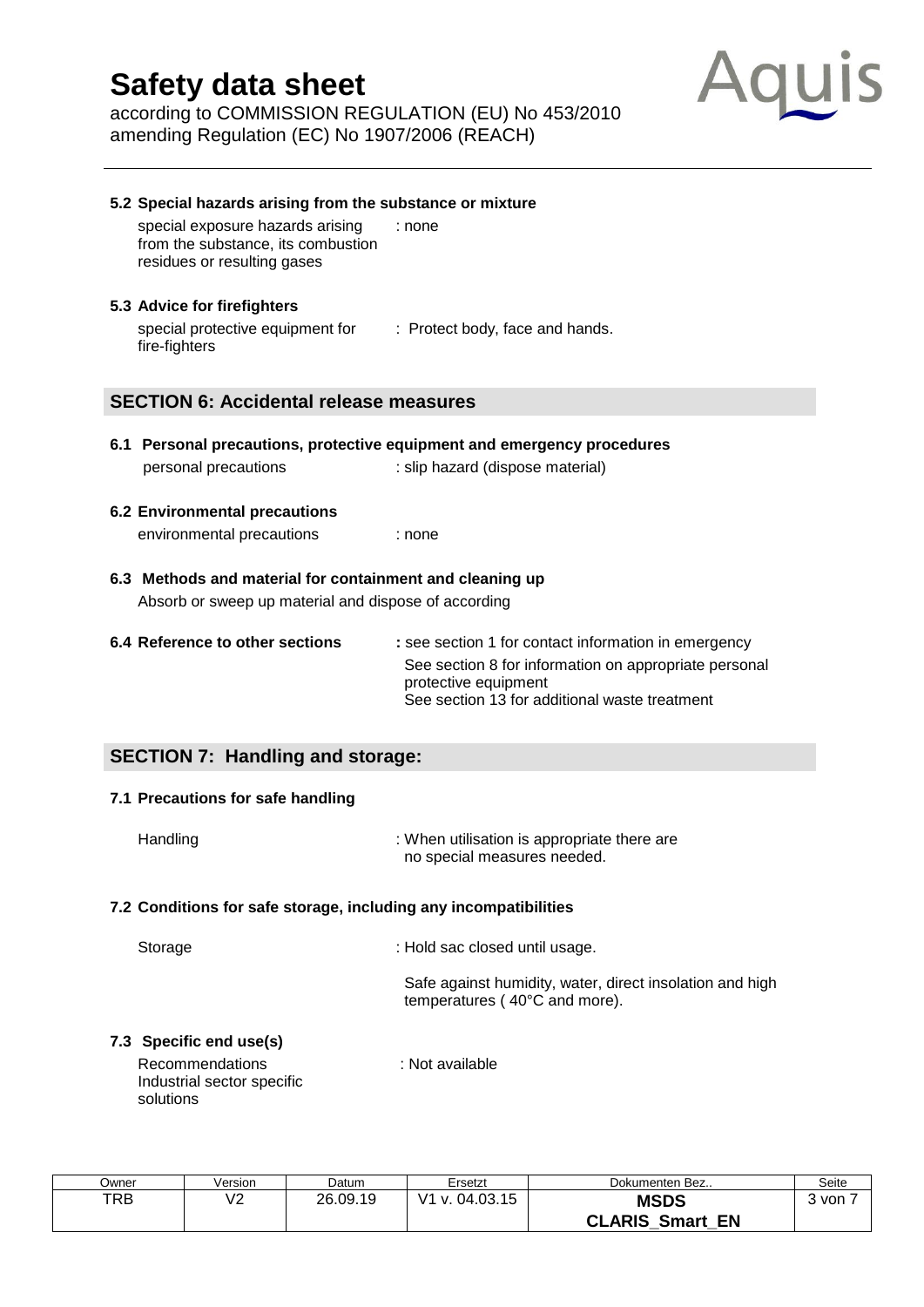#### 5.2 Special hazards arising from the substance or mixture

special exposure hazards arising from the substance, its combustion residues or resulting gases : none

#### 5.3 Advice for firefighters

special protective equipment for fire-fighters : Protect body, face and hands.

## SECTION 6: Accidental release measures

#### 6.1 Personal precautions, protective equipment and emergency procedures

personal precautions : slip hazard (dispose material)

#### 6.2 Environmental precautions

environmental precautions : none

#### 6.3 Methods and material for containment and cleaning up

Absorb or sweep up material and dispose of according

#### 6.4 Reference to other sections

: see section 1 for contact information in emergency
See section 8 for information on appropriate personal protective equipment
See section 13 for additional waste treatment

## SECTION 7: Handling and storage:

#### 7.1 Precautions for safe handling

Handling : When utilisation is appropriate there are no special measures needed.

#### 7.2 Conditions for safe storage, including any incompatibilities

Storage : Hold sac closed until usage.

Safe against humidity, water, direct insolation and high temperatures ( 40°C and more).

#### 7.3 Specific end use(s)

Recommendations Industrial sector specific solutions : Not available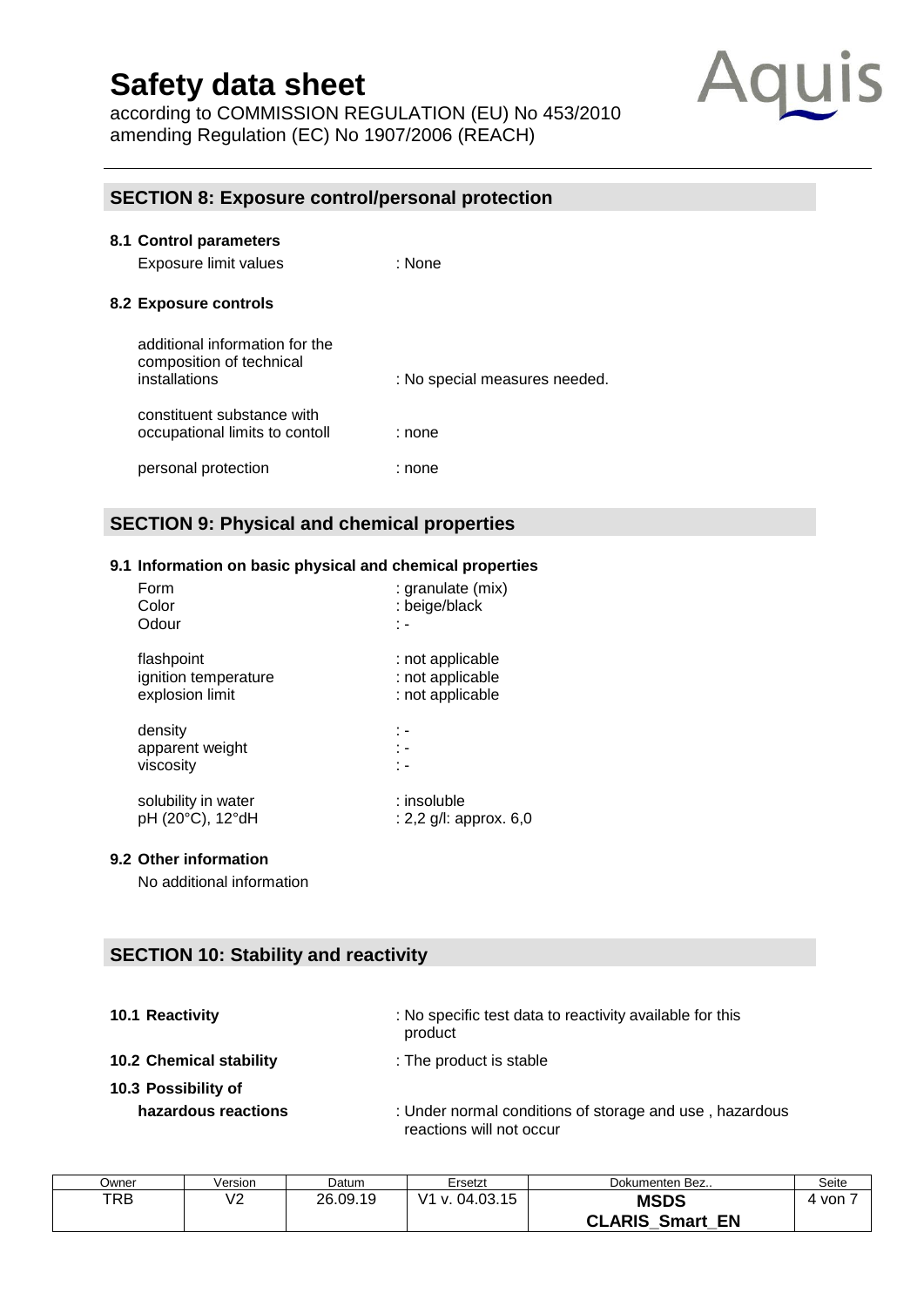## SECTION 8: Exposure control/personal protection

### 8.1 Control parameters

| | |
|---|---|
| Exposure limit values | : None |

### 8.2 Exposure controls

| | |
|---|---|
| additional information for the composition of technical installations | : No special measures needed. |
| constituent substance with occupational limits to contoll | : none |
| personal protection | : none |

## SECTION 9: Physical and chemical properties

### 9.1 Information on basic physical and chemical properties

| | |
|---|---|
| Form | : granulate (mix) |
| Color | : beige/black |
| Odour | : - |
| flashpoint | : not applicable |
| ignition temperature | : not applicable |
| explosion limit | : not applicable |
| density | : - |
| apparent weight | : - |
| viscosity | : - |
| solubility in water | : insoluble |
| pH (20°C), 12°dH | : 2,2 g/l: approx. 6,0 |

### 9.2 Other information

No additional information

## SECTION 10: Stability and reactivity

| | |
|---|---|
| **10.1 Reactivity** | : No specific test data to reactivity available for this product |
| **10.2 Chemical stability** | : The product is stable |
| **10.3 Possibility of hazardous reactions** | : Under normal conditions of storage and use , hazardous reactions will not occur |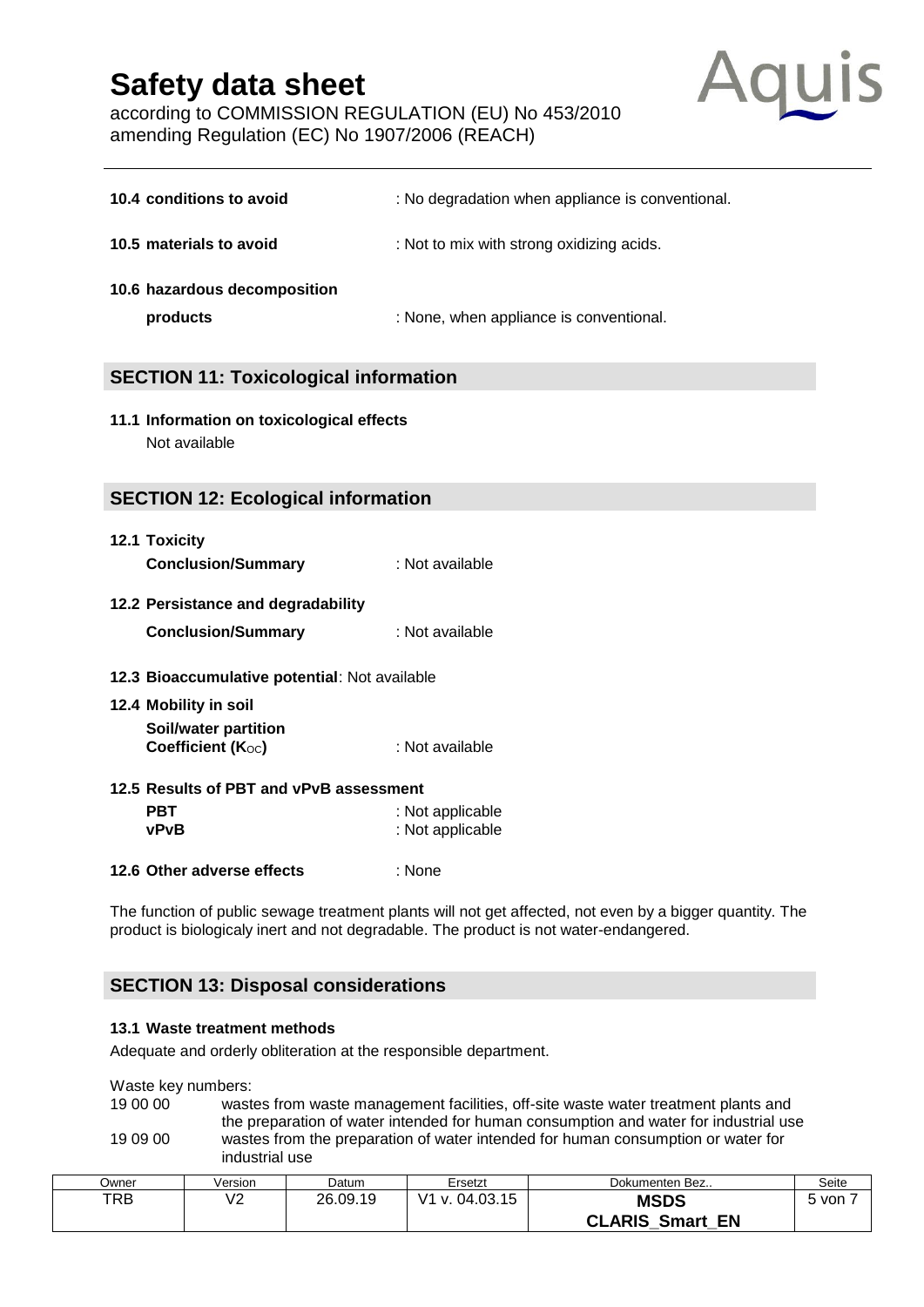**10.4 conditions to avoid** : No degradation when appliance is conventional.

**10.5 materials to avoid** : Not to mix with strong oxidizing acids.

**10.6 hazardous decomposition products** : None, when appliance is conventional.

## SECTION 11: Toxicological information

**11.1 Information on toxicological effects**

Not available

## SECTION 12: Ecological information

**12.1 Toxicity**

**Conclusion/Summary** : Not available

**12.2 Persistance and degradability**

**Conclusion/Summary** : Not available

**12.3 Bioaccumulative potential**: Not available

**12.4 Mobility in soil**

**Soil/water partition Coefficient ($K_{OC}$)** : Not available

**12.5 Results of PBT and vPvB assessment**

**PBT** : Not applicable
**vPvB** : Not applicable

**12.6 Other adverse effects** : None

The function of public sewage treatment plants will not get affected, not even by a bigger quantity. The product is biologicaly inert and not degradable. The product is not water-endangered.

## SECTION 13: Disposal considerations

**13.1 Waste treatment methods**

Adequate and orderly obliteration at the responsible department.

Waste key numbers:

| | |
|---|---|
| 19 00 00 | wastes from waste management facilities, off-site waste water treatment plants and the preparation of water intended for human consumption and water for industrial use |
| 19 09 00 | wastes from the preparation of water intended for human consumption or water for industrial use |

| Owner | Version | Datum | Ersetzt | Dokumenten Bez.. | Seite |
|---|---|---|---|---|---|
| TRB | V2 | 26.09.19 | V1 v. 04.03.15 | **MSDS CLARIS_Smart_EN** | 5 von 7 |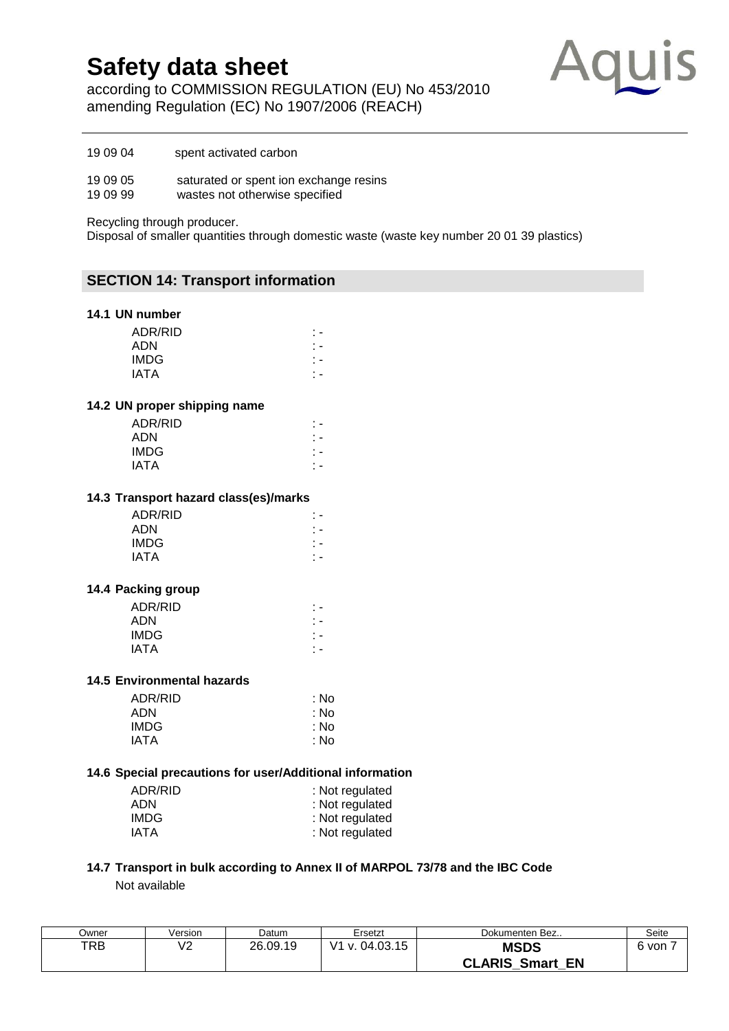| | |
|---|---|
| 19 09 04 | spent activated carbon |
| 19 09 05 | saturated or spent ion exchange resins |
| 19 09 99 | wastes not otherwise specified |

Recycling through producer.
Disposal of smaller quantities through domestic waste (waste key number 20 01 39 plastics)

## SECTION 14: Transport information

### 14.1 UN number

| | |
|---|---|
| ADR/RID | : - |
| ADN | : - |
| IMDG | : - |
| IATA | : - |

### 14.2 UN proper shipping name

| | |
|---|---|
| ADR/RID | : - |
| ADN | : - |
| IMDG | : - |
| IATA | : - |

### 14.3 Transport hazard class(es)/marks

| | |
|---|---|
| ADR/RID | : - |
| ADN | : - |
| IMDG | : - |
| IATA | : - |

### 14.4 Packing group

| | |
|---|---|
| ADR/RID | : - |
| ADN | : - |
| IMDG | : - |
| IATA | : - |

### 14.5 Environmental hazards

| | |
|---|---|
| ADR/RID | : No |
| ADN | : No |
| IMDG | : No |
| IATA | : No |

### 14.6 Special precautions for user/Additional information

| | |
|---|---|
| ADR/RID | : Not regulated |
| ADN | : Not regulated |
| IMDG | : Not regulated |
| IATA | : Not regulated |

### 14.7 Transport in bulk according to Annex II of MARPOL 73/78 and the IBC Code

Not available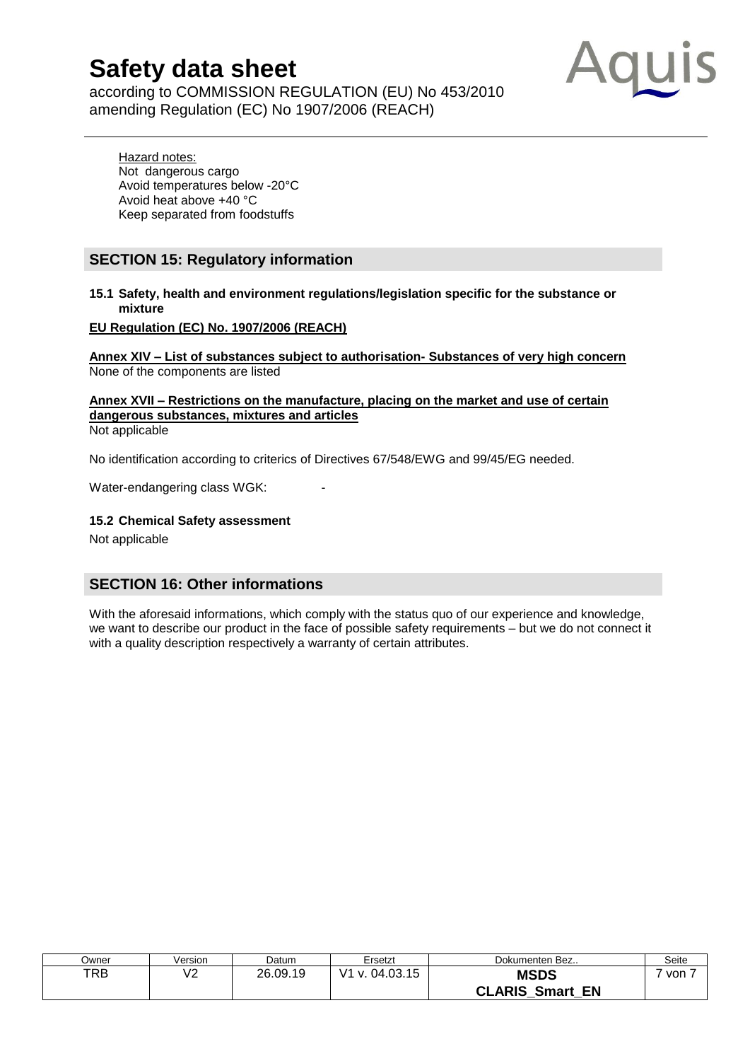Hazard notes:
Not dangerous cargo
Avoid temperatures below -20°C
Avoid heat above +40 °C
Keep separated from foodstuffs

## SECTION 15: Regulatory information

**15.1 Safety, health and environment regulations/legislation specific for the substance or mixture**

**EU Regulation (EC) No. 1907/2006 (REACH)**

**Annex XIV – List of substances subject to authorisation- Substances of very high concern**
None of the components are listed

**Annex XVII – Restrictions on the manufacture, placing on the market and use of certain dangerous substances, mixtures and articles**
Not applicable

No identification according to criterics of Directives 67/548/EWG and 99/45/EG needed.

Water-endangering class WGK: -

**15.2 Chemical Safety assessment**

Not applicable

## SECTION 16: Other informations

With the aforesaid informations, which comply with the status quo of our experience and knowledge, we want to describe our product in the face of possible safety requirements – but we do not connect it with a quality description respectively a warranty of certain attributes.